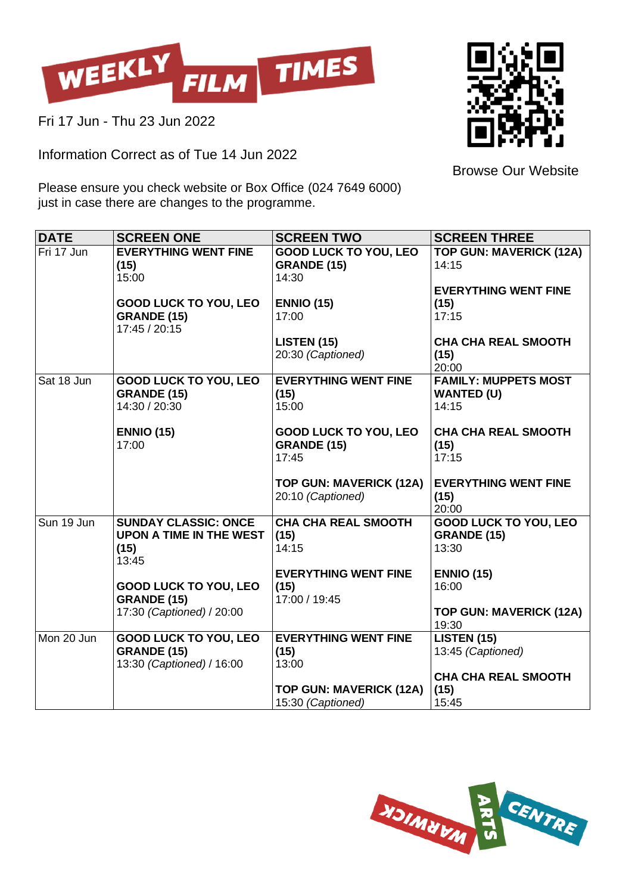# WEEKLY FILM TIMES

Fri 17 Jun - Thu 23 Jun 2022

Information Correct as of Tue 14 Jun 2022

Please ensure you check website or Box Office (024 7649 6000) just in case there are changes to the programme.

Browse Our Website

| DATE | SCREEN ONE | SCREEN TWO | SCREEN THREE |
|---|---|---|---|
| Fri 17 Jun | **EVERYTHING WENT FINE (15)** 15:00<br><br>**GOOD LUCK TO YOU, LEO GRANDE (15)** 17:45 / 20:15 | **GOOD LUCK TO YOU, LEO GRANDE (15)** 14:30<br><br>**ENNIO (15)** 17:00<br><br>**LISTEN (15)** 20:30 *(Captioned)* | **TOP GUN: MAVERICK (12A)** 14:15<br><br>**EVERYTHING WENT FINE (15)** 17:15<br><br>**CHA CHA REAL SMOOTH (15)** 20:00 |
| Sat 18 Jun | **GOOD LUCK TO YOU, LEO GRANDE (15)** 14:30 / 20:30<br><br>**ENNIO (15)** 17:00 | **EVERYTHING WENT FINE (15)** 15:00<br><br>**GOOD LUCK TO YOU, LEO GRANDE (15)** 17:45<br><br>**TOP GUN: MAVERICK (12A)** 20:10 *(Captioned)* | **FAMILY: MUPPETS MOST WANTED (U)** 14:15<br><br>**CHA CHA REAL SMOOTH (15)** 17:15<br><br>**EVERYTHING WENT FINE (15)** 20:00 |
| Sun 19 Jun | **SUNDAY CLASSIC: ONCE UPON A TIME IN THE WEST (15)** 13:45<br><br>**GOOD LUCK TO YOU, LEO GRANDE (15)** 17:30 *(Captioned)* / 20:00 | **CHA CHA REAL SMOOTH (15)** 14:15<br><br>**EVERYTHING WENT FINE (15)** 17:00 / 19:45 | **GOOD LUCK TO YOU, LEO GRANDE (15)** 13:30<br><br>**ENNIO (15)** 16:00<br><br>**TOP GUN: MAVERICK (12A)** 19:30 |
| Mon 20 Jun | **GOOD LUCK TO YOU, LEO GRANDE (15)** 13:30 *(Captioned)* / 16:00 | **EVERYTHING WENT FINE (15)** 13:00<br><br>**TOP GUN: MAVERICK (12A)** 15:30 *(Captioned)* | **LISTEN (15)** 13:45 *(Captioned)*<br><br>**CHA CHA REAL SMOOTH (15)** 15:45 |

WARWICK ARTS CENTRE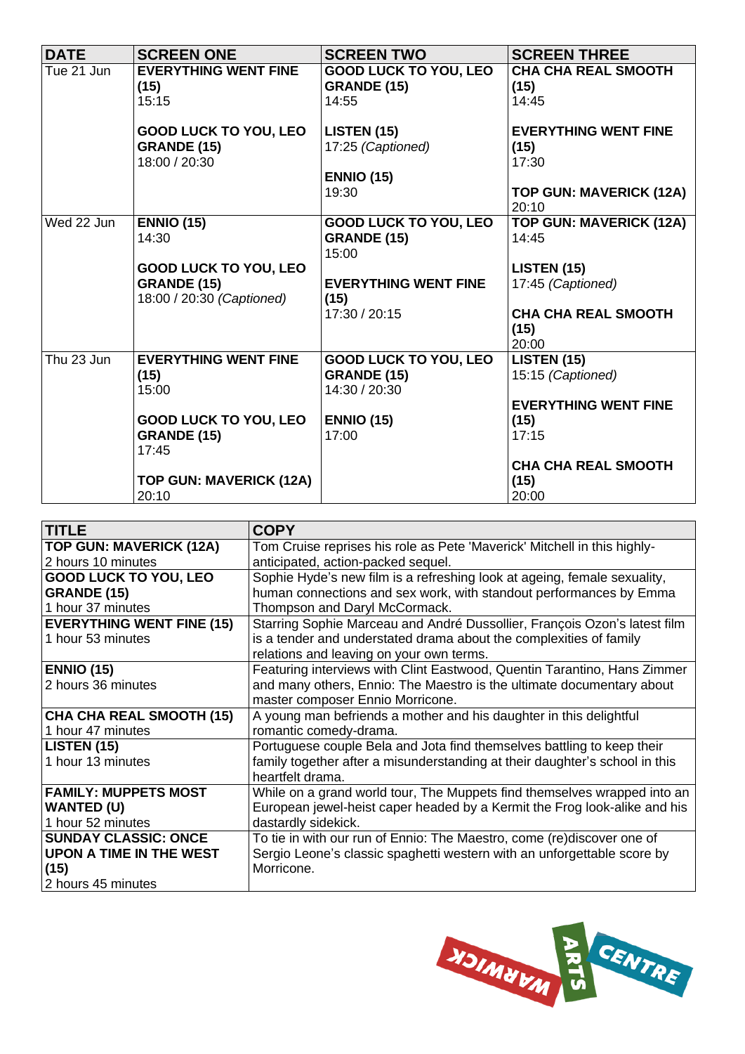| DATE | SCREEN ONE | SCREEN TWO | SCREEN THREE |
|---|---|---|---|
| Tue 21 Jun | **EVERYTHING WENT FINE (15)**<br>15:15<br><br>**GOOD LUCK TO YOU, LEO GRANDE (15)**<br>18:00 / 20:30 | **GOOD LUCK TO YOU, LEO GRANDE (15)**<br>14:55<br><br>**LISTEN (15)**<br>17:25 *(Captioned)*<br><br>**ENNIO (15)**<br>19:30 | **CHA CHA REAL SMOOTH (15)**<br>14:45<br><br>**EVERYTHING WENT FINE (15)**<br>17:30<br><br>**TOP GUN: MAVERICK (12A)**<br>20:10 |
| Wed 22 Jun | **ENNIO (15)**<br>14:30<br><br>**GOOD LUCK TO YOU, LEO GRANDE (15)**<br>18:00 / 20:30 *(Captioned)* | **GOOD LUCK TO YOU, LEO GRANDE (15)**<br>15:00<br><br>**EVERYTHING WENT FINE (15)**<br>17:30 / 20:15 | **TOP GUN: MAVERICK (12A)**<br>14:45<br><br>**LISTEN (15)**<br>17:45 *(Captioned)*<br><br>**CHA CHA REAL SMOOTH (15)**<br>20:00 |
| Thu 23 Jun | **EVERYTHING WENT FINE (15)**<br>15:00<br><br>**GOOD LUCK TO YOU, LEO GRANDE (15)**<br>17:45<br><br>**TOP GUN: MAVERICK (12A)**<br>20:10 | **GOOD LUCK TO YOU, LEO GRANDE (15)**<br>14:30 / 20:30<br><br>**ENNIO (15)**<br>17:00 | **LISTEN (15)**<br>15:15 *(Captioned)*<br><br>**EVERYTHING WENT FINE (15)**<br>17:15<br><br>**CHA CHA REAL SMOOTH (15)**<br>20:00 |

| TITLE | COPY |
|---|---|
| **TOP GUN: MAVERICK (12A)**<br>2 hours 10 minutes | Tom Cruise reprises his role as Pete 'Maverick' Mitchell in this highly-anticipated, action-packed sequel. |
| **GOOD LUCK TO YOU, LEO GRANDE (15)**<br>1 hour 37 minutes | Sophie Hyde's new film is a refreshing look at ageing, female sexuality, human connections and sex work, with standout performances by Emma Thompson and Daryl McCormack. |
| **EVERYTHING WENT FINE (15)**<br>1 hour 53 minutes | Starring Sophie Marceau and André Dussollier, François Ozon's latest film is a tender and understated drama about the complexities of family relations and leaving on your own terms. |
| **ENNIO (15)**<br>2 hours 36 minutes | Featuring interviews with Clint Eastwood, Quentin Tarantino, Hans Zimmer and many others, Ennio: The Maestro is the ultimate documentary about master composer Ennio Morricone. |
| **CHA CHA REAL SMOOTH (15)**<br>1 hour 47 minutes | A young man befriends a mother and his daughter in this delightful romantic comedy-drama. |
| **LISTEN (15)**<br>1 hour 13 minutes | Portuguese couple Bela and Jota find themselves battling to keep their family together after a misunderstanding at their daughter's school in this heartfelt drama. |
| **FAMILY: MUPPETS MOST WANTED (U)**<br>1 hour 52 minutes | While on a grand world tour, The Muppets find themselves wrapped into an European jewel-heist caper headed by a Kermit the Frog look-alike and his dastardly sidekick. |
| **SUNDAY CLASSIC: ONCE UPON A TIME IN THE WEST (15)**<br>2 hours 45 minutes | To tie in with our run of Ennio: The Maestro, come (re)discover one of Sergio Leone's classic spaghetti western with an unforgettable score by Morricone. |

WARWICK ARTS CENTRE